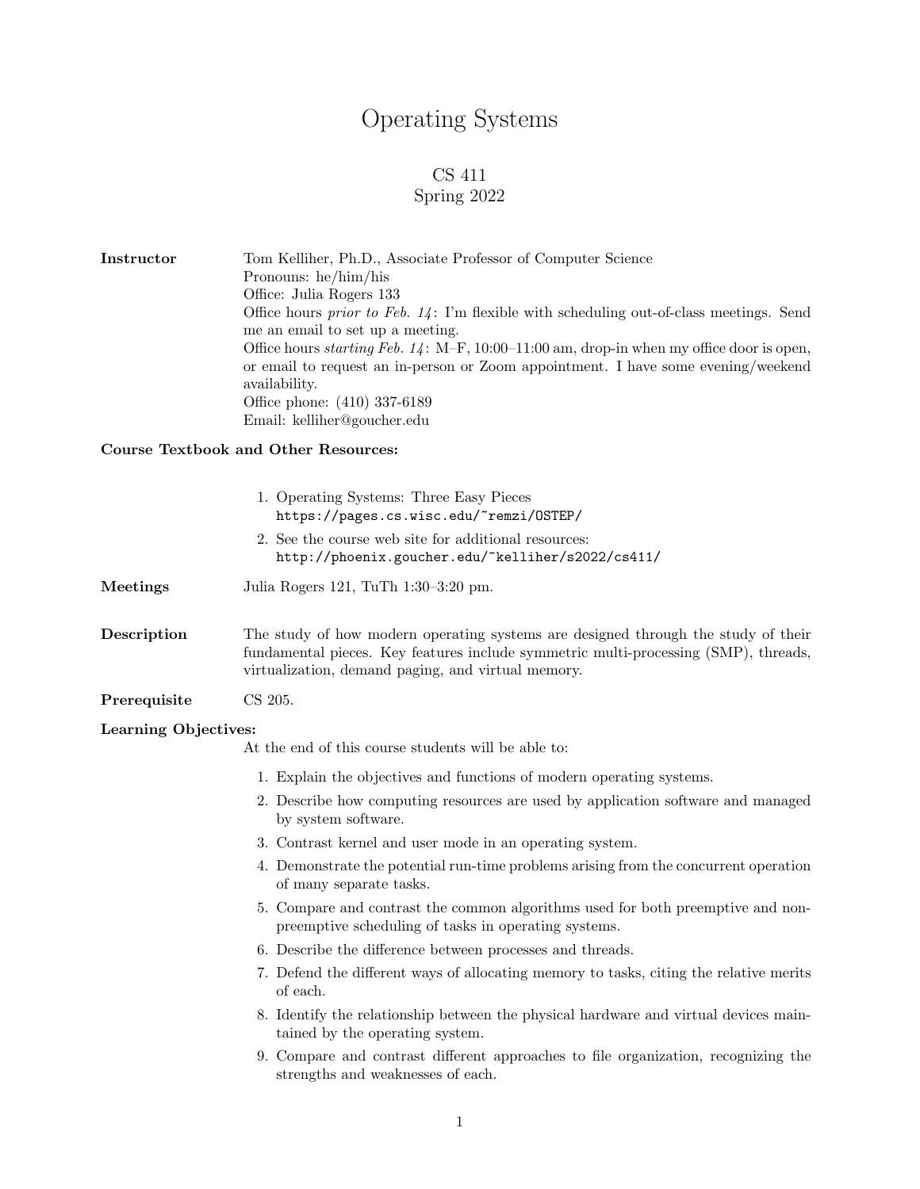# Operating Systems

## CS 411
## Spring 2022

**Instructor**

Tom Kelliher, Ph.D., Associate Professor of Computer Science
Pronouns: he/him/his
Office: Julia Rogers 133
Office hours *prior to Feb. 14*: I'm flexible with scheduling out-of-class meetings. Send me an email to set up a meeting.
Office hours *starting Feb. 14*: M–F, 10:00–11:00 am, drop-in when my office door is open, or email to request an in-person or Zoom appointment. I have some evening/weekend availability.
Office phone: (410) 337-6189
Email: kelliher@goucher.edu

**Course Textbook and Other Resources:**

1. Operating Systems: Three Easy Pieces
   `https://pages.cs.wisc.edu/~remzi/OSTEP/`
2. See the course web site for additional resources:
   `http://phoenix.goucher.edu/~kelliher/s2022/cs411/`

**Meetings**

Julia Rogers 121, TuTh 1:30–3:20 pm.

**Description**

The study of how modern operating systems are designed through the study of their fundamental pieces. Key features include symmetric multi-processing (SMP), threads, virtualization, demand paging, and virtual memory.

**Prerequisite**

CS 205.

**Learning Objectives:**

At the end of this course students will be able to:

1. Explain the objectives and functions of modern operating systems.
2. Describe how computing resources are used by application software and managed by system software.
3. Contrast kernel and user mode in an operating system.
4. Demonstrate the potential run-time problems arising from the concurrent operation of many separate tasks.
5. Compare and contrast the common algorithms used for both preemptive and non-preemptive scheduling of tasks in operating systems.
6. Describe the difference between processes and threads.
7. Defend the different ways of allocating memory to tasks, citing the relative merits of each.
8. Identify the relationship between the physical hardware and virtual devices maintained by the operating system.
9. Compare and contrast different approaches to file organization, recognizing the strengths and weaknesses of each.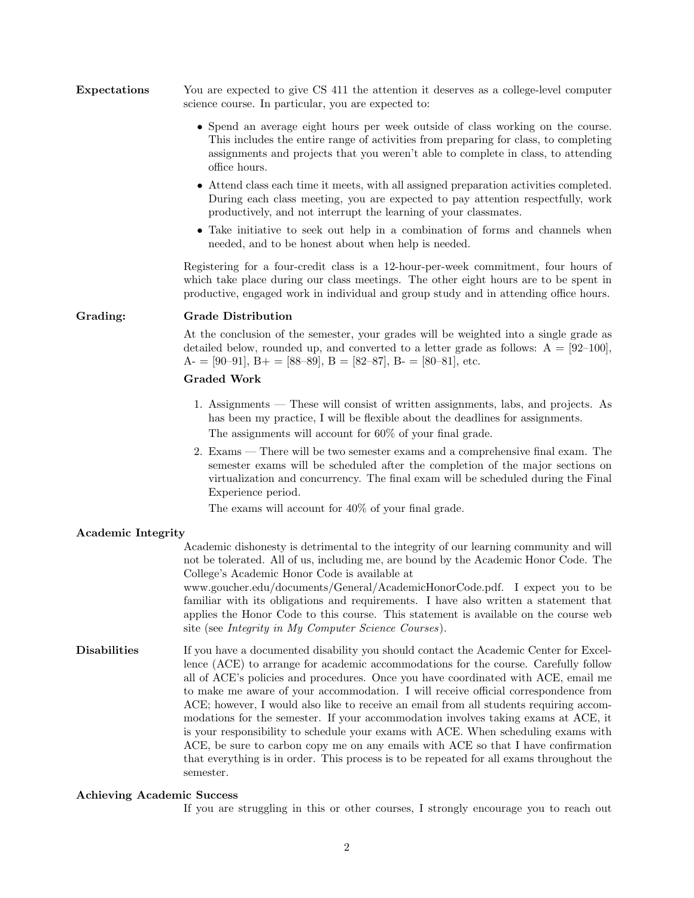## Expectations

You are expected to give CS 411 the attention it deserves as a college-level computer science course. In particular, you are expected to:

- Spend an average eight hours per week outside of class working on the course. This includes the entire range of activities from preparing for class, to completing assignments and projects that you weren't able to complete in class, to attending office hours.
- Attend class each time it meets, with all assigned preparation activities completed. During each class meeting, you are expected to pay attention respectfully, work productively, and not interrupt the learning of your classmates.
- Take initiative to seek out help in a combination of forms and channels when needed, and to be honest about when help is needed.

Registering for a four-credit class is a 12-hour-per-week commitment, four hours of which take place during our class meetings. The other eight hours are to be spent in productive, engaged work in individual and group study and in attending office hours.

## Grading:

### Grade Distribution

At the conclusion of the semester, your grades will be weighted into a single grade as detailed below, rounded up, and converted to a letter grade as follows: A = [92–100], A- = [90–91], B+ = [88–89], B = [82–87], B- = [80–81], etc.

### Graded Work

1. Assignments — These will consist of written assignments, labs, and projects. As has been my practice, I will be flexible about the deadlines for assignments.

   The assignments will account for 60% of your final grade.

2. Exams — There will be two semester exams and a comprehensive final exam. The semester exams will be scheduled after the completion of the major sections on virtualization and concurrency. The final exam will be scheduled during the Final Experience period.

   The exams will account for 40% of your final grade.

## Academic Integrity

Academic dishonesty is detrimental to the integrity of our learning community and will not be tolerated. All of us, including me, are bound by the Academic Honor Code. The College's Academic Honor Code is available at www.goucher.edu/documents/General/AcademicHonorCode.pdf. I expect you to be familiar with its obligations and requirements. I have also written a statement that applies the Honor Code to this course. This statement is available on the course web site (see *Integrity in My Computer Science Courses*).

## Disabilities

If you have a documented disability you should contact the Academic Center for Excellence (ACE) to arrange for academic accommodations for the course. Carefully follow all of ACE's policies and procedures. Once you have coordinated with ACE, email me to make me aware of your accommodation. I will receive official correspondence from ACE; however, I would also like to receive an email from all students requiring accommodations for the semester. If your accommodation involves taking exams at ACE, it is your responsibility to schedule your exams with ACE. When scheduling exams with ACE, be sure to carbon copy me on any emails with ACE so that I have confirmation that everything is in order. This process is to be repeated for all exams throughout the semester.

## Achieving Academic Success

If you are struggling in this or other courses, I strongly encourage you to reach out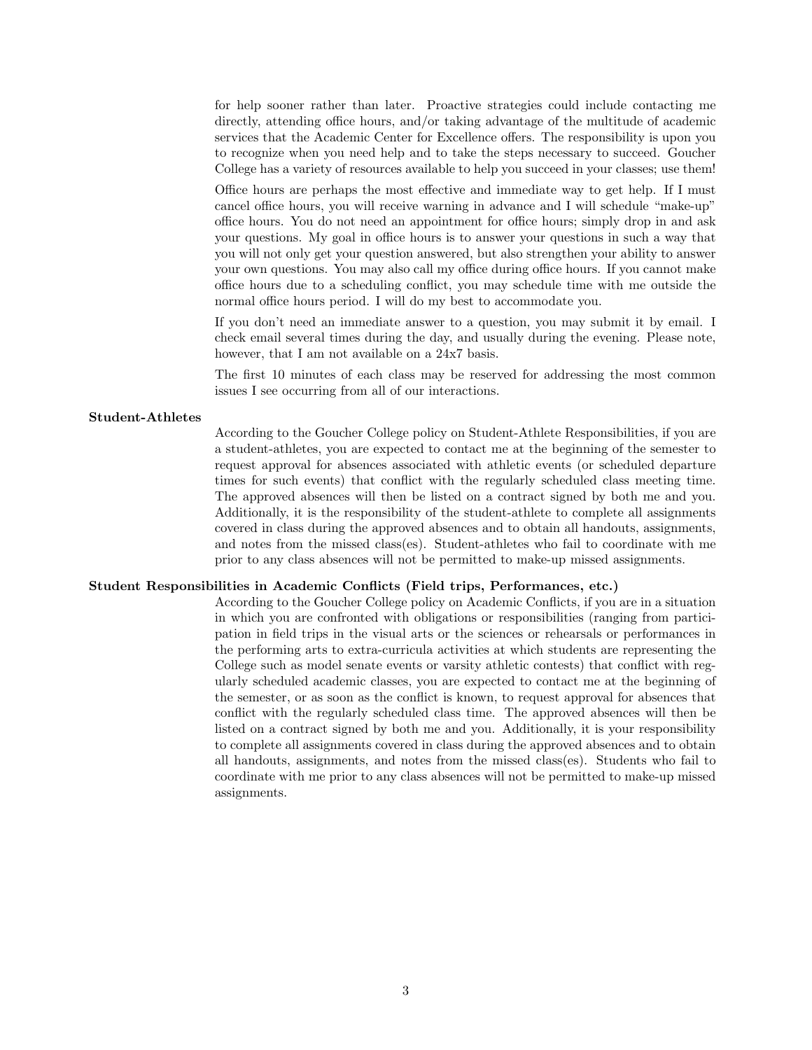for help sooner rather than later. Proactive strategies could include contacting me directly, attending office hours, and/or taking advantage of the multitude of academic services that the Academic Center for Excellence offers. The responsibility is upon you to recognize when you need help and to take the steps necessary to succeed. Goucher College has a variety of resources available to help you succeed in your classes; use them!

Office hours are perhaps the most effective and immediate way to get help. If I must cancel office hours, you will receive warning in advance and I will schedule "make-up" office hours. You do not need an appointment for office hours; simply drop in and ask your questions. My goal in office hours is to answer your questions in such a way that you will not only get your question answered, but also strengthen your ability to answer your own questions. You may also call my office during office hours. If you cannot make office hours due to a scheduling conflict, you may schedule time with me outside the normal office hours period. I will do my best to accommodate you.

If you don't need an immediate answer to a question, you may submit it by email. I check email several times during the day, and usually during the evening. Please note, however, that I am not available on a 24x7 basis.

The first 10 minutes of each class may be reserved for addressing the most common issues I see occurring from all of our interactions.

**Student-Athletes**

According to the Goucher College policy on Student-Athlete Responsibilities, if you are a student-athletes, you are expected to contact me at the beginning of the semester to request approval for absences associated with athletic events (or scheduled departure times for such events) that conflict with the regularly scheduled class meeting time. The approved absences will then be listed on a contract signed by both me and you. Additionally, it is the responsibility of the student-athlete to complete all assignments covered in class during the approved absences and to obtain all handouts, assignments, and notes from the missed class(es). Student-athletes who fail to coordinate with me prior to any class absences will not be permitted to make-up missed assignments.

**Student Responsibilities in Academic Conflicts (Field trips, Performances, etc.)**

According to the Goucher College policy on Academic Conflicts, if you are in a situation in which you are confronted with obligations or responsibilities (ranging from participation in field trips in the visual arts or the sciences or rehearsals or performances in the performing arts to extra-curricula activities at which students are representing the College such as model senate events or varsity athletic contests) that conflict with regularly scheduled academic classes, you are expected to contact me at the beginning of the semester, or as soon as the conflict is known, to request approval for absences that conflict with the regularly scheduled class time. The approved absences will then be listed on a contract signed by both me and you. Additionally, it is your responsibility to complete all assignments covered in class during the approved absences and to obtain all handouts, assignments, and notes from the missed class(es). Students who fail to coordinate with me prior to any class absences will not be permitted to make-up missed assignments.